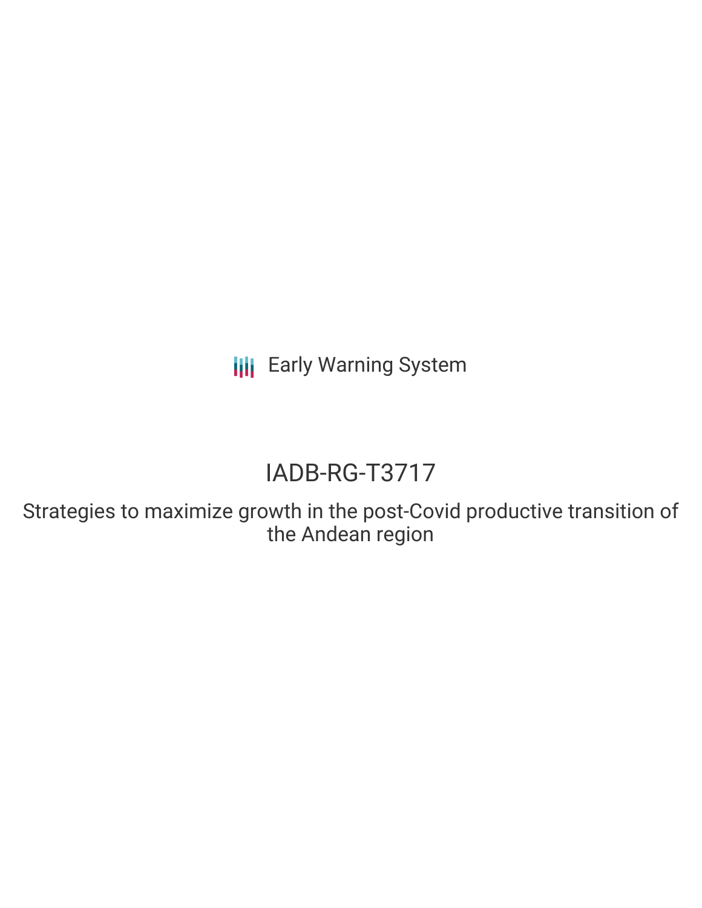Early Warning System

# IADB-RG-T3717

## Strategies to maximize growth in the post-Covid productive transition of the Andean region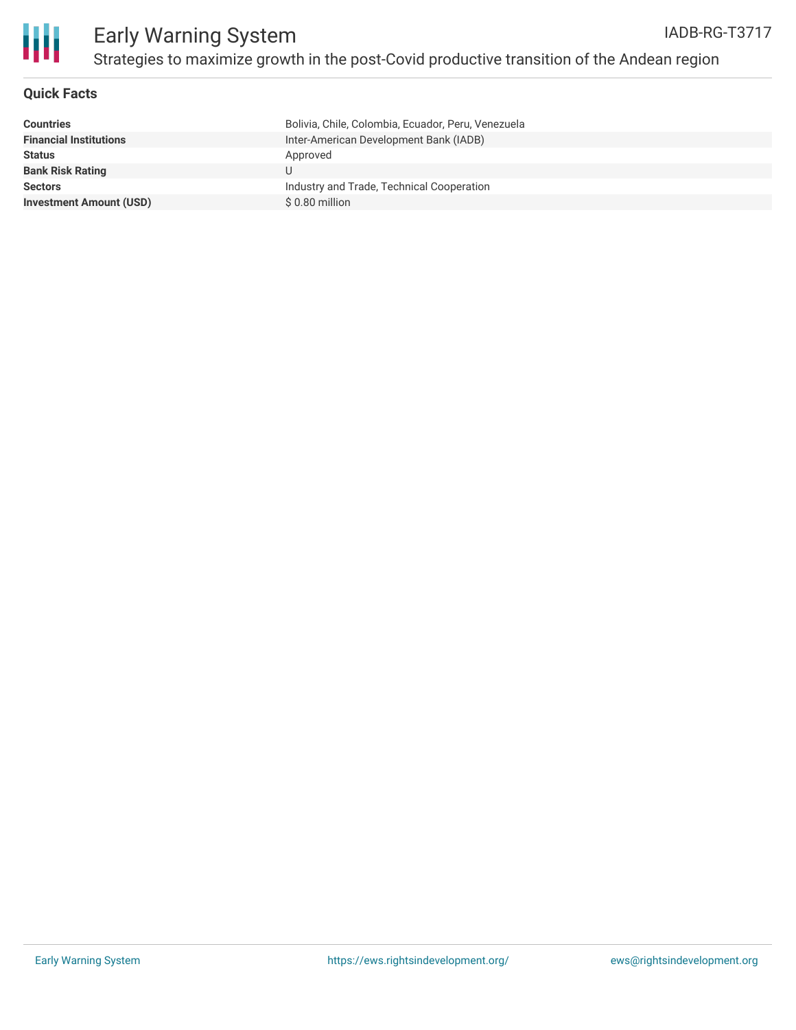# Early Warning System

IADB-RG-T3717

## Strategies to maximize growth in the post-Covid productive transition of the Andean region

### Quick Facts

| | |
|---|---|
| **Countries** | Bolivia, Chile, Colombia, Ecuador, Peru, Venezuela |
| **Financial Institutions** | Inter-American Development Bank (IADB) |
| **Status** | Approved |
| **Bank Risk Rating** | U |
| **Sectors** | Industry and Trade, Technical Cooperation |
| **Investment Amount (USD)** | $ 0.80 million |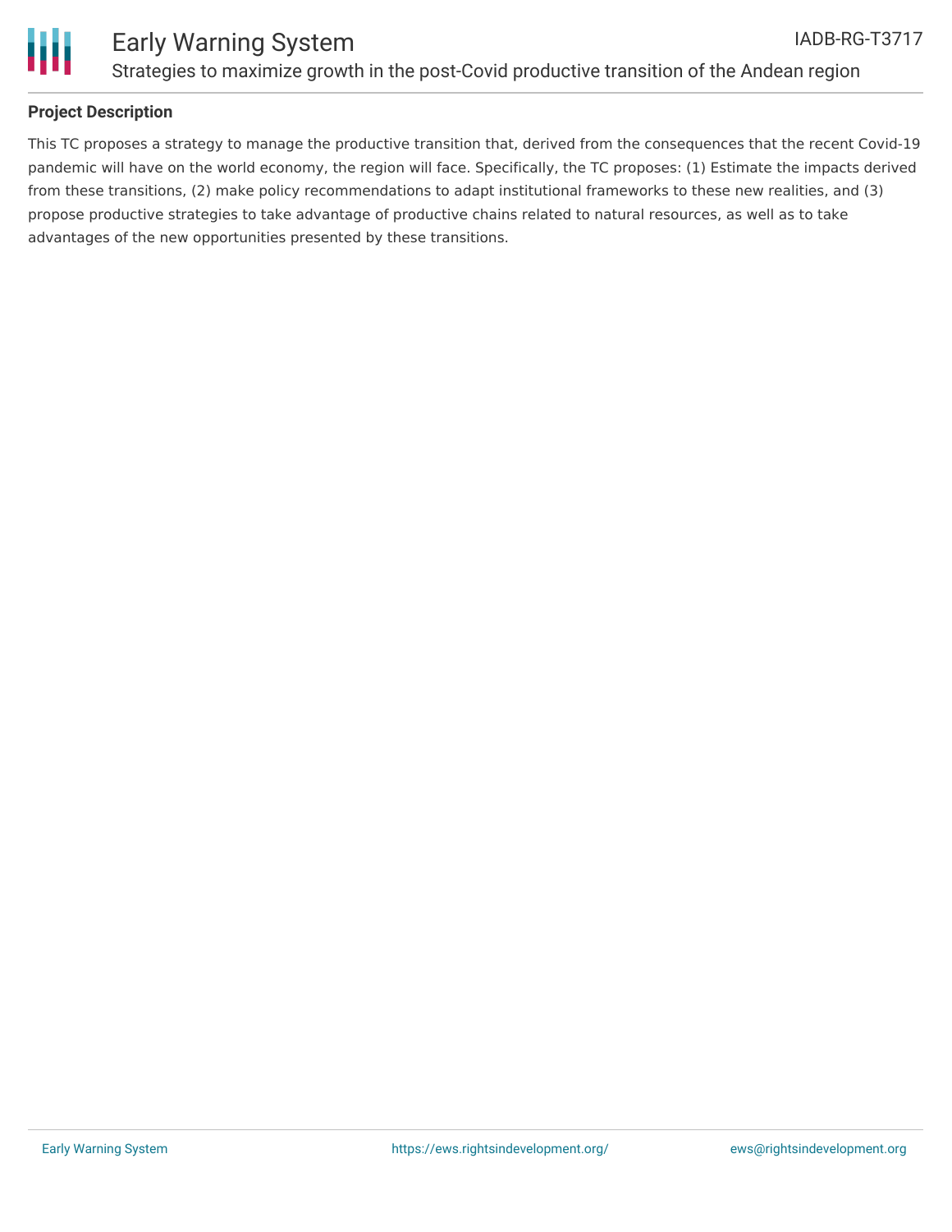## Project Description

This TC proposes a strategy to manage the productive transition that, derived from the consequences that the recent Covid-19 pandemic will have on the world economy, the region will face. Specifically, the TC proposes: (1) Estimate the impacts derived from these transitions, (2) make policy recommendations to adapt institutional frameworks to these new realities, and (3) propose productive strategies to take advantage of productive chains related to natural resources, as well as to take advantages of the new opportunities presented by these transitions.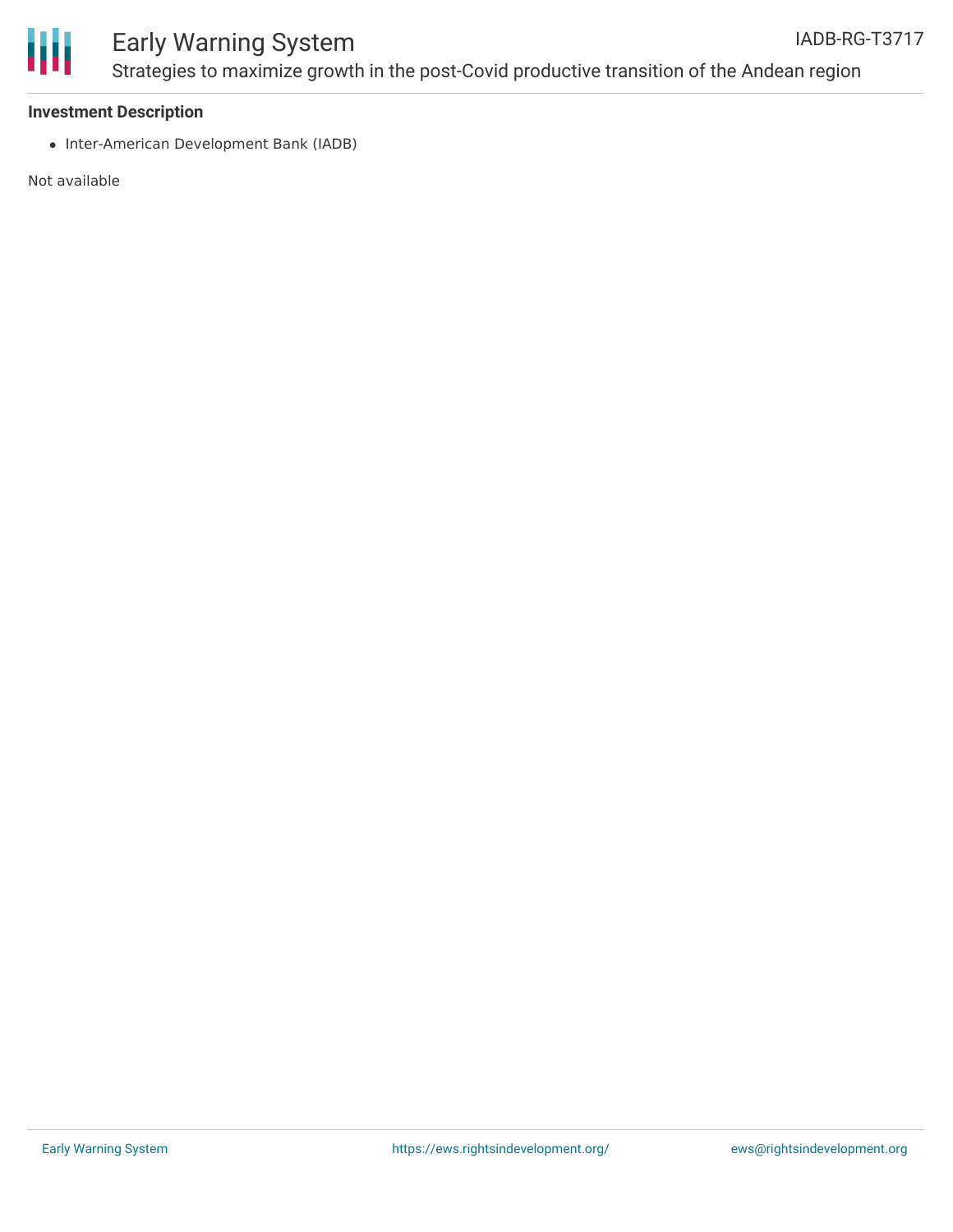**Investment Description**

- Inter-American Development Bank (IADB)

Not available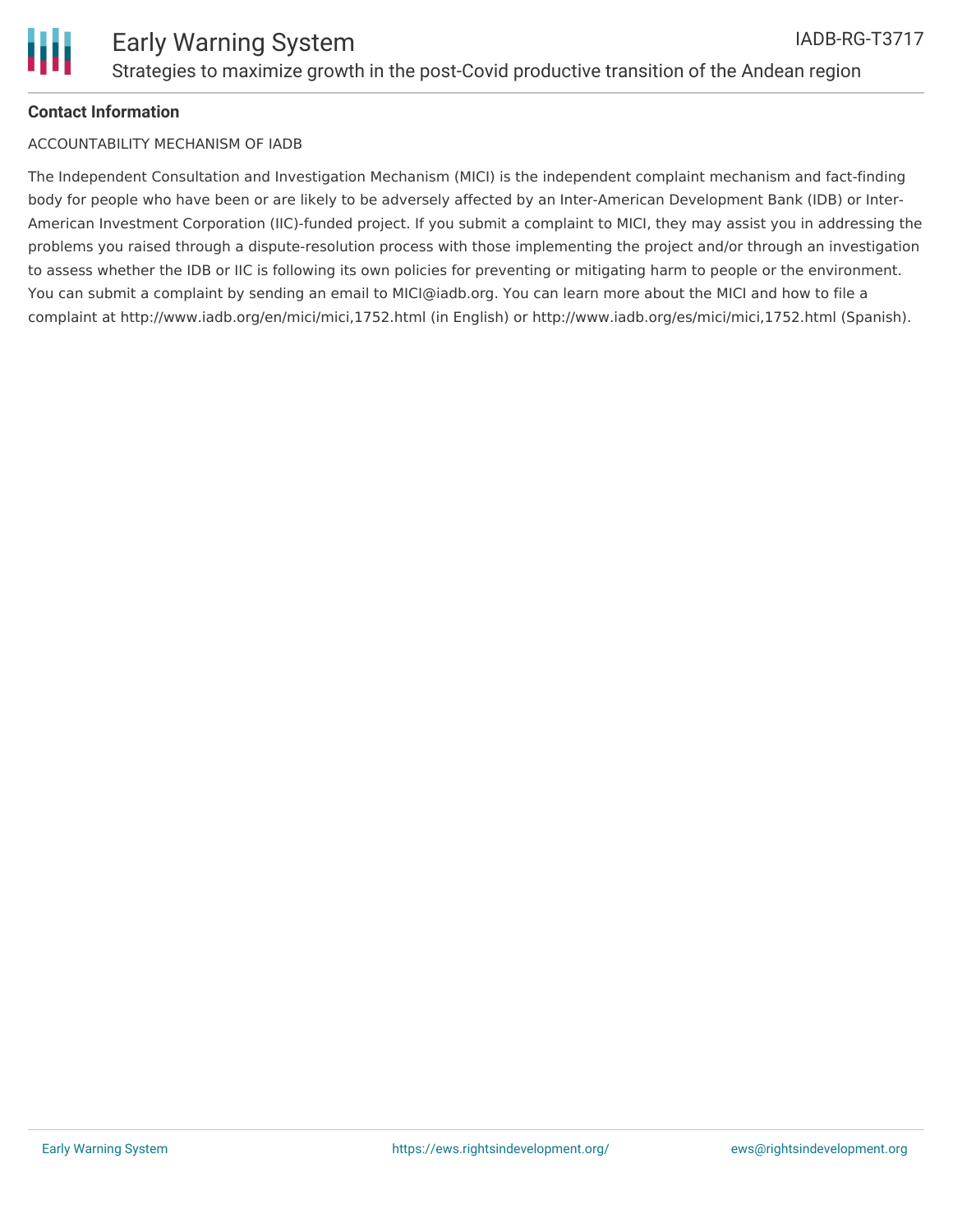**Contact Information**

ACCOUNTABILITY MECHANISM OF IADB

The Independent Consultation and Investigation Mechanism (MICI) is the independent complaint mechanism and fact-finding body for people who have been or are likely to be adversely affected by an Inter-American Development Bank (IDB) or Inter-American Investment Corporation (IIC)-funded project. If you submit a complaint to MICI, they may assist you in addressing the problems you raised through a dispute-resolution process with those implementing the project and/or through an investigation to assess whether the IDB or IIC is following its own policies for preventing or mitigating harm to people or the environment. You can submit a complaint by sending an email to MICI@iadb.org. You can learn more about the MICI and how to file a complaint at http://www.iadb.org/en/mici/mici,1752.html (in English) or http://www.iadb.org/es/mici/mici,1752.html (Spanish).